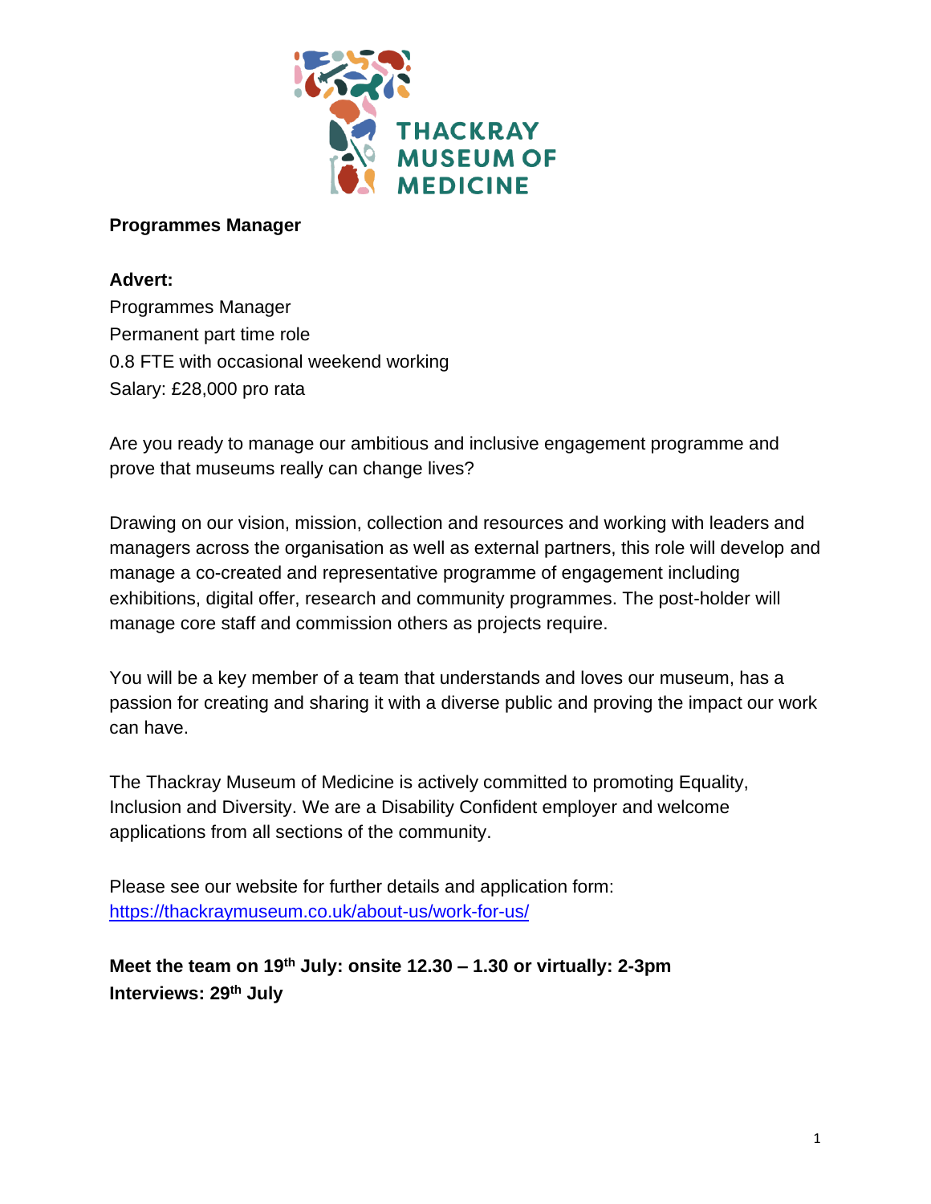THACKRAY MUSEUM OF MEDICINE

**Programmes Manager**

**Advert:**

Programmes Manager
Permanent part time role
0.8 FTE with occasional weekend working
Salary: £28,000 pro rata

Are you ready to manage our ambitious and inclusive engagement programme and prove that museums really can change lives?

Drawing on our vision, mission, collection and resources and working with leaders and managers across the organisation as well as external partners, this role will develop and manage a co-created and representative programme of engagement including exhibitions, digital offer, research and community programmes. The post-holder will manage core staff and commission others as projects require.

You will be a key member of a team that understands and loves our museum, has a passion for creating and sharing it with a diverse public and proving the impact our work can have.

The Thackray Museum of Medicine is actively committed to promoting Equality, Inclusion and Diversity. We are a Disability Confident employer and welcome applications from all sections of the community.

Please see our website for further details and application form:
https://thackraymuseum.co.uk/about-us/work-for-us/

**Meet the team on 19th July: onsite 12.30 – 1.30 or virtually: 2-3pm**
**Interviews: 29th July**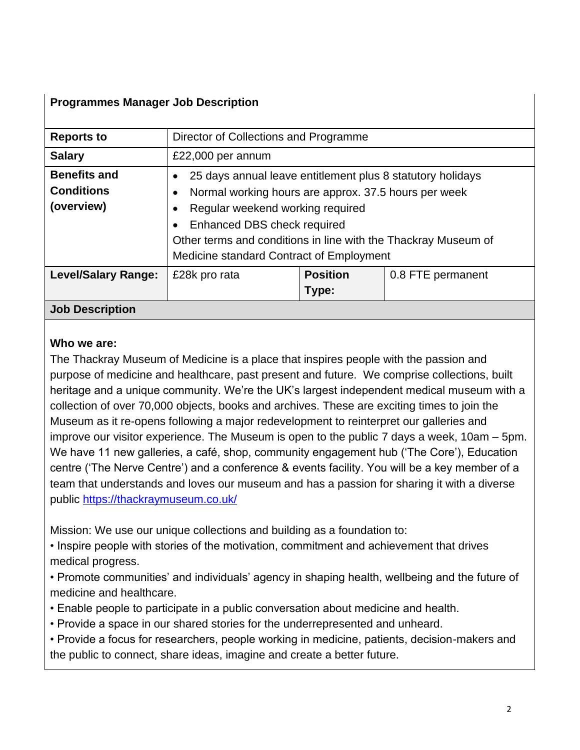**Programmes Manager Job Description**

| **Reports to** | Director of Collections and Programme | | |
|---|---|---|---|
| **Salary** | £22,000 per annum | | |
| **Benefits and Conditions (overview)** | • 25 days annual leave entitlement plus 8 statutory holidays<br>• Normal working hours are approx. 37.5 hours per week<br>• Regular weekend working required<br>• Enhanced DBS check required<br>Other terms and conditions in line with the Thackray Museum of Medicine standard Contract of Employment | | |
| **Level/Salary Range:** | £28k pro rata | **Position Type:** | 0.8 FTE permanent |

**Job Description**

**Who we are:**

The Thackray Museum of Medicine is a place that inspires people with the passion and purpose of medicine and healthcare, past present and future. We comprise collections, built heritage and a unique community. We're the UK's largest independent medical museum with a collection of over 70,000 objects, books and archives. These are exciting times to join the Museum as it re-opens following a major redevelopment to reinterpret our galleries and improve our visitor experience. The Museum is open to the public 7 days a week, 10am – 5pm. We have 11 new galleries, a café, shop, community engagement hub ('The Core'), Education centre ('The Nerve Centre') and a conference & events facility. You will be a key member of a team that understands and loves our museum and has a passion for sharing it with a diverse public https://thackraymuseum.co.uk/

Mission: We use our unique collections and building as a foundation to:

• Inspire people with stories of the motivation, commitment and achievement that drives medical progress.
• Promote communities' and individuals' agency in shaping health, wellbeing and the future of medicine and healthcare.
• Enable people to participate in a public conversation about medicine and health.
• Provide a space in our shared stories for the underrepresented and unheard.
• Provide a focus for researchers, people working in medicine, patients, decision-makers and the public to connect, share ideas, imagine and create a better future.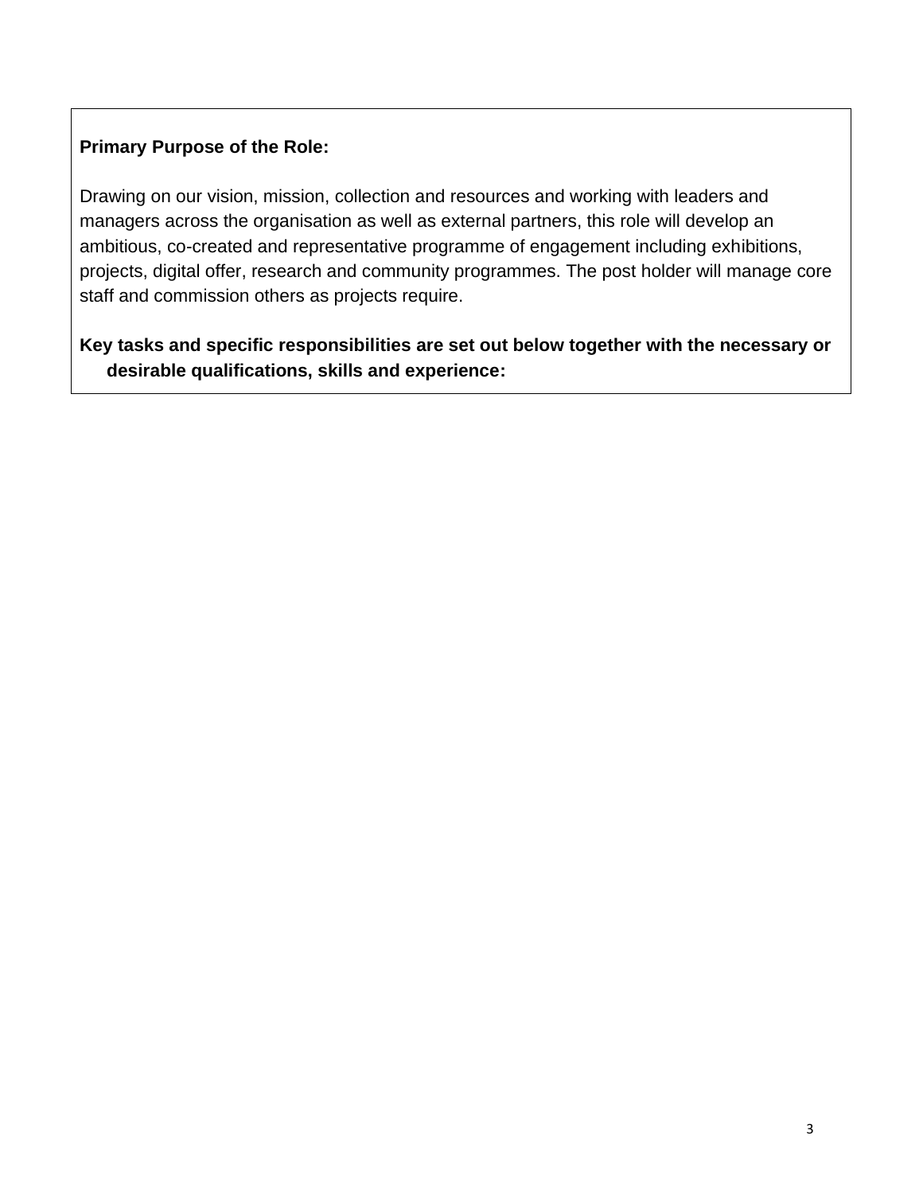**Primary Purpose of the Role:**

Drawing on our vision, mission, collection and resources and working with leaders and managers across the organisation as well as external partners, this role will develop an ambitious, co-created and representative programme of engagement including exhibitions, projects, digital offer, research and community programmes. The post holder will manage core staff and commission others as projects require.

**Key tasks and specific responsibilities are set out below together with the necessary or desirable qualifications, skills and experience:**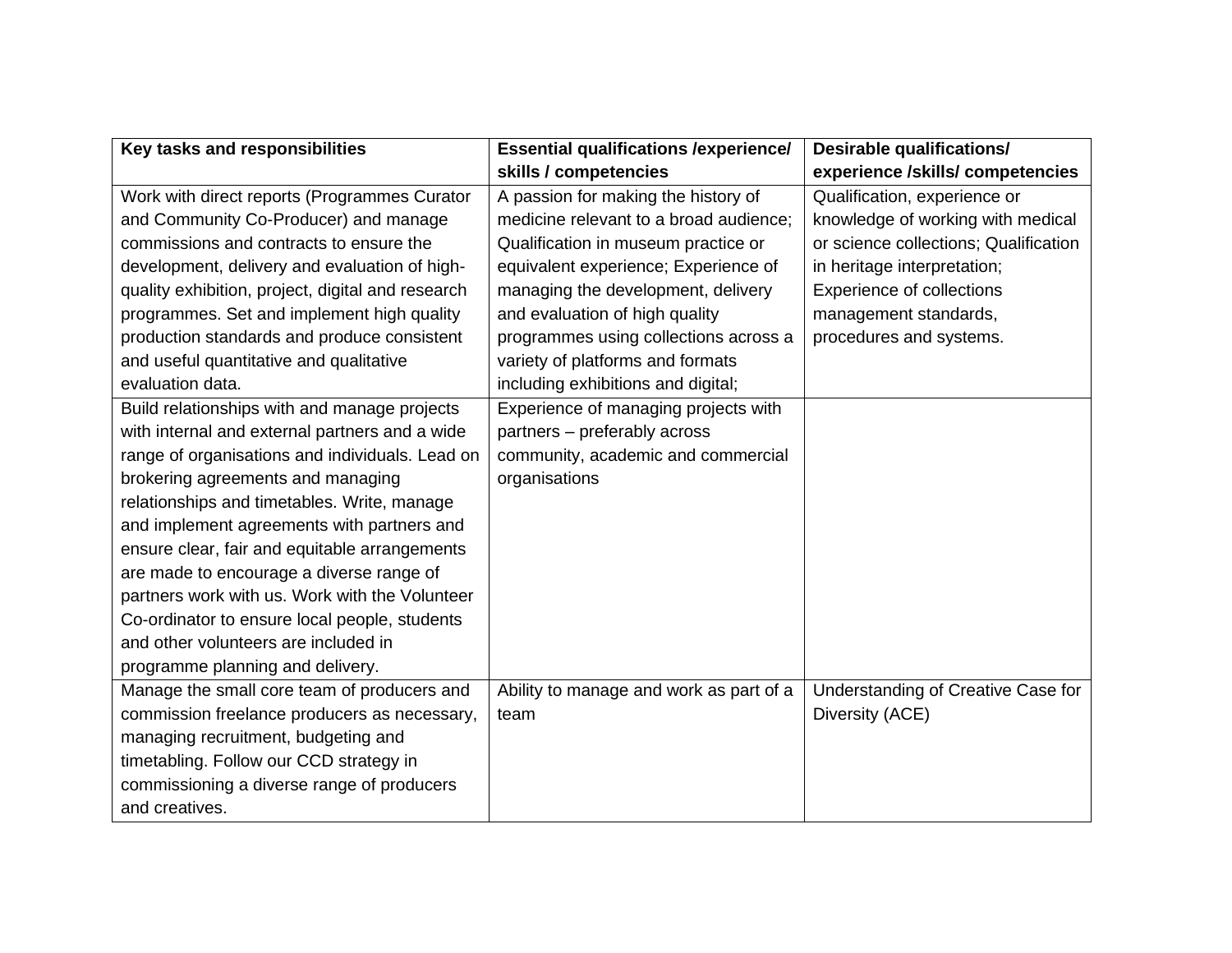| Key tasks and responsibilities | Essential qualifications /experience/ skills / competencies | Desirable qualifications/ experience /skills/ competencies |
|---|---|---|
| Work with direct reports (Programmes Curator and Community Co-Producer) and manage commissions and contracts to ensure the development, delivery and evaluation of high-quality exhibition, project, digital and research programmes. Set and implement high quality production standards and produce consistent and useful quantitative and qualitative evaluation data. | A passion for making the history of medicine relevant to a broad audience; Qualification in museum practice or equivalent experience; Experience of managing the development, delivery and evaluation of high quality programmes using collections across a variety of platforms and formats including exhibitions and digital; | Qualification, experience or knowledge of working with medical or science collections; Qualification in heritage interpretation; Experience of collections management standards, procedures and systems. |
| Build relationships with and manage projects with internal and external partners and a wide range of organisations and individuals. Lead on brokering agreements and managing relationships and timetables. Write, manage and implement agreements with partners and ensure clear, fair and equitable arrangements are made to encourage a diverse range of partners work with us. Work with the Volunteer Co-ordinator to ensure local people, students and other volunteers are included in programme planning and delivery. | Experience of managing projects with partners – preferably across community, academic and commercial organisations | |
| Manage the small core team of producers and commission freelance producers as necessary, managing recruitment, budgeting and timetabling. Follow our CCD strategy in commissioning a diverse range of producers and creatives. | Ability to manage and work as part of a team | Understanding of Creative Case for Diversity (ACE) |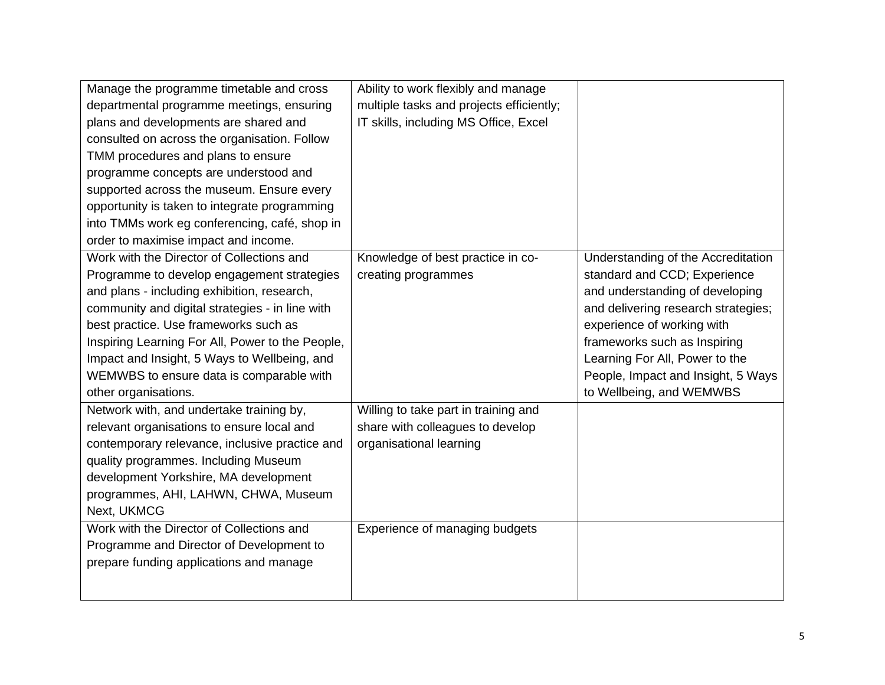| | | |
|---|---|---|
| Manage the programme timetable and cross departmental programme meetings, ensuring plans and developments are shared and consulted on across the organisation. Follow TMM procedures and plans to ensure programme concepts are understood and supported across the museum. Ensure every opportunity is taken to integrate programming into TMMs work eg conferencing, café, shop in order to maximise impact and income. | Ability to work flexibly and manage multiple tasks and projects efficiently; IT skills, including MS Office, Excel | |
| Work with the Director of Collections and Programme to develop engagement strategies and plans - including exhibition, research, community and digital strategies - in line with best practice. Use frameworks such as Inspiring Learning For All, Power to the People, Impact and Insight, 5 Ways to Wellbeing, and WEMWBS to ensure data is comparable with other organisations. | Knowledge of best practice in co-creating programmes | Understanding of the Accreditation standard and CCD; Experience and understanding of developing and delivering research strategies; experience of working with frameworks such as Inspiring Learning For All, Power to the People, Impact and Insight, 5 Ways to Wellbeing, and WEMWBS |
| Network with, and undertake training by, relevant organisations to ensure local and contemporary relevance, inclusive practice and quality programmes. Including Museum development Yorkshire, MA development programmes, AHI, LAHWN, CHWA, Museum Next, UKMCG | Willing to take part in training and share with colleagues to develop organisational learning | |
| Work with the Director of Collections and Programme and Director of Development to prepare funding applications and manage | Experience of managing budgets | |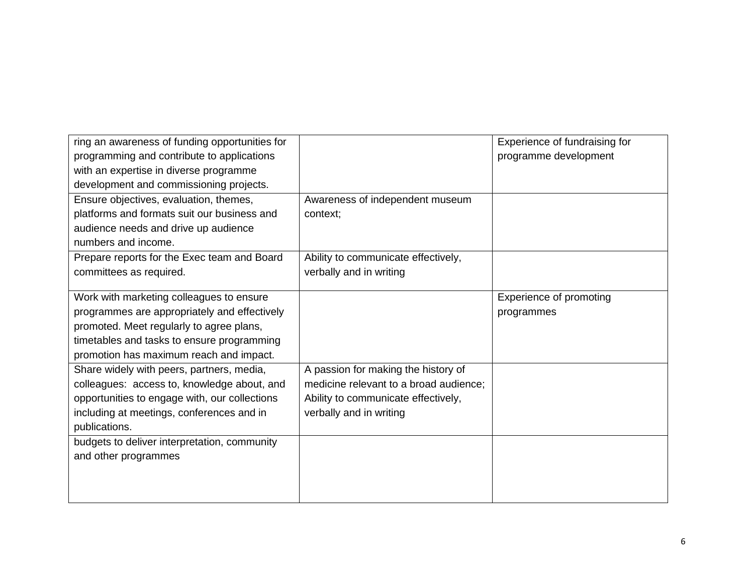| | | |
|---|---|---|
| ring an awareness of funding opportunities for programming and contribute to applications with an expertise in diverse programme development and commissioning projects. | | Experience of fundraising for programme development |
| Ensure objectives, evaluation, themes, platforms and formats suit our business and audience needs and drive up audience numbers and income. | Awareness of independent museum context; | |
| Prepare reports for the Exec team and Board committees as required. | Ability to communicate effectively, verbally and in writing | |
| Work with marketing colleagues to ensure programmes are appropriately and effectively promoted. Meet regularly to agree plans, timetables and tasks to ensure programming promotion has maximum reach and impact. | | Experience of promoting programmes |
| Share widely with peers, partners, media, colleagues: access to, knowledge about, and opportunities to engage with, our collections including at meetings, conferences and in publications. | A passion for making the history of medicine relevant to a broad audience; Ability to communicate effectively, verbally and in writing | |
| budgets to deliver interpretation, community and other programmes | | |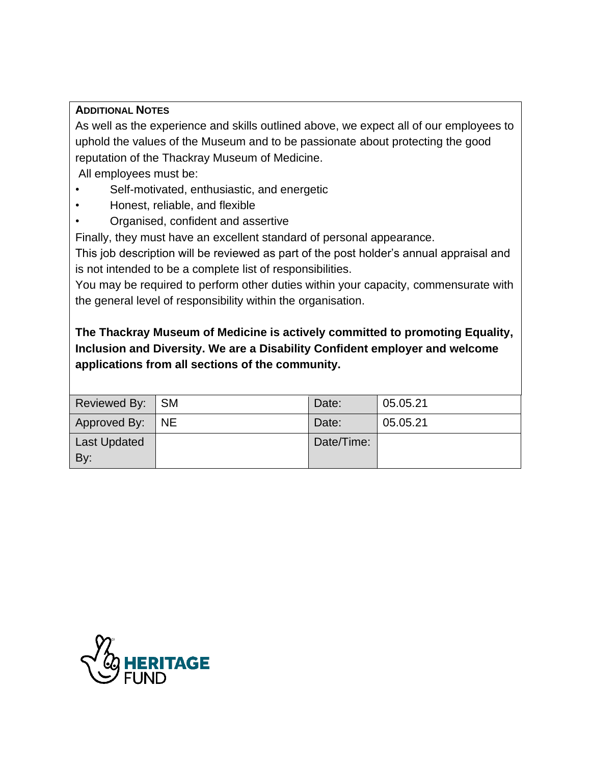**Additional Notes**

As well as the experience and skills outlined above, we expect all of our employees to uphold the values of the Museum and to be passionate about protecting the good reputation of the Thackray Museum of Medicine.

All employees must be:

- Self-motivated, enthusiastic, and energetic
- Honest, reliable, and flexible
- Organised, confident and assertive

Finally, they must have an excellent standard of personal appearance.

This job description will be reviewed as part of the post holder's annual appraisal and is not intended to be a complete list of responsibilities.

You may be required to perform other duties within your capacity, commensurate with the general level of responsibility within the organisation.

**The Thackray Museum of Medicine is actively committed to promoting Equality, Inclusion and Diversity. We are a Disability Confident employer and welcome applications from all sections of the community.**

| | | | |
|---|---|---|---|
| Reviewed By: | SM | Date: | 05.05.21 |
| Approved By: | NE | Date: | 05.05.21 |
| Last Updated By: | | Date/Time: | |

HERITAGE FUND